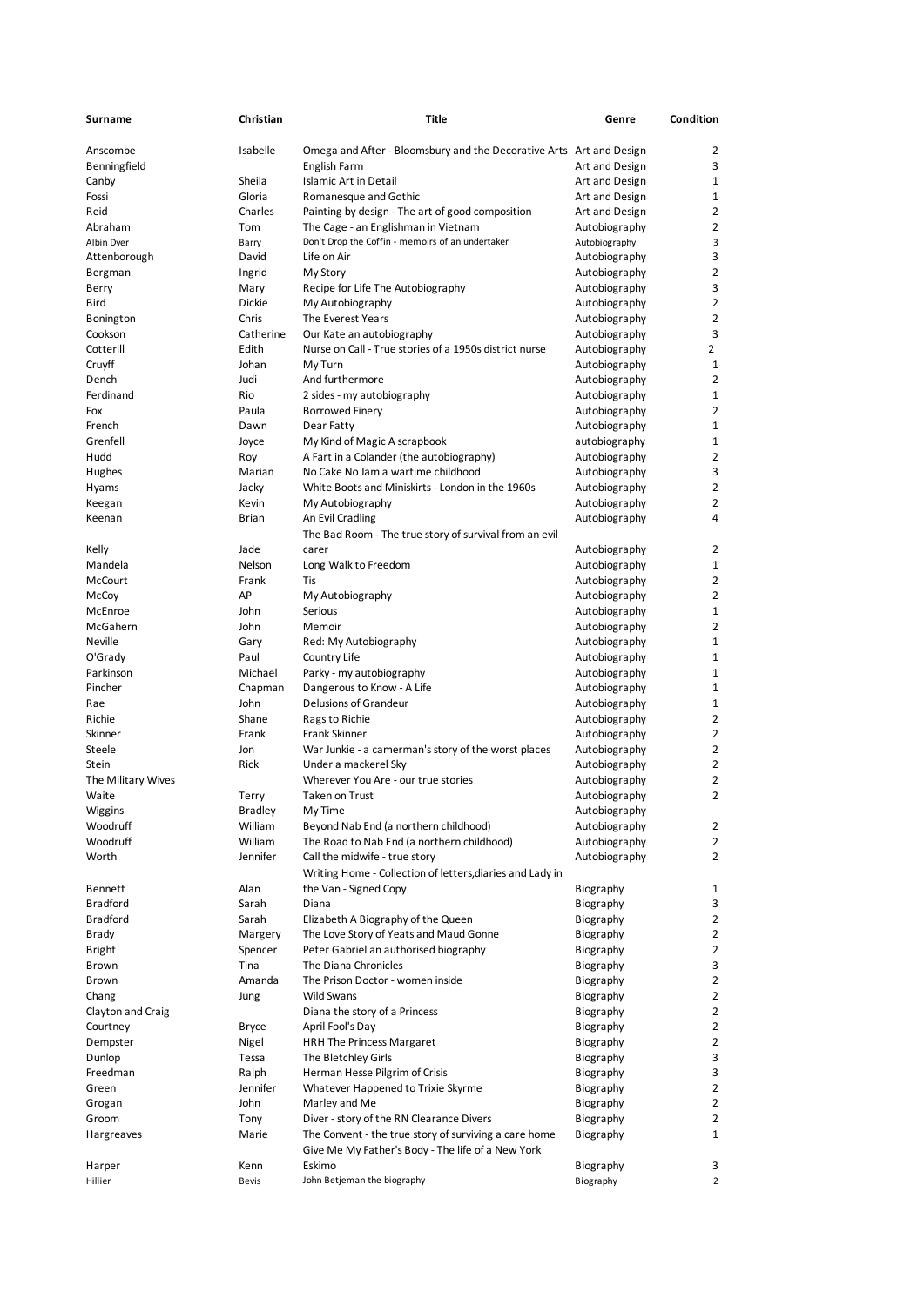| Surname | Christian | Title | Genre | Condition |
|---|---|---|---|---|
| Anscombe | Isabelle | Omega and After - Bloomsbury and the Decorative Arts | Art and Design | 2 |
| Benningfield | | English Farm | Art and Design | 3 |
| Canby | Sheila | Islamic Art in Detail | Art and Design | 1 |
| Fossi | Gloria | Romanesque and Gothic | Art and Design | 1 |
| Reid | Charles | Painting by design - The art of good composition | Art and Design | 2 |
| Abraham | Tom | The Cage - an Englishman in Vietnam | Autobiography | 2 |
| Albin Dyer | Barry | Don't Drop the Coffin - memoirs of an undertaker | Autobiography | 3 |
| Attenborough | David | Life on Air | Autobiography | 3 |
| Bergman | Ingrid | My Story | Autobiography | 2 |
| Berry | Mary | Recipe for Life The Autobiography | Autobiography | 3 |
| Bird | Dickie | My Autobiography | Autobiography | 2 |
| Bonington | Chris | The Everest Years | Autobiography | 2 |
| Cookson | Catherine | Our Kate an autobiography | Autobiography | 3 |
| Cotterill | Edith | Nurse on Call - True stories of a 1950s district nurse | Autobiography | 2 |
| Cruyff | Johan | My Turn | Autobiography | 1 |
| Dench | Judi | And furthermore | Autobiography | 2 |
| Ferdinand | Rio | 2 sides - my autobiography | Autobiography | 1 |
| Fox | Paula | Borrowed Finery | Autobiography | 2 |
| French | Dawn | Dear Fatty | Autobiography | 1 |
| Grenfell | Joyce | My Kind of Magic A scrapbook | autobiography | 1 |
| Hudd | Roy | A Fart in a Colander (the autobiography) | Autobiography | 2 |
| Hughes | Marian | No Cake No Jam a wartime childhood | Autobiography | 3 |
| Hyams | Jacky | White Boots and Miniskirts - London in the 1960s | Autobiography | 2 |
| Keegan | Kevin | My Autobiography | Autobiography | 2 |
| Keenan | Brian | An Evil Cradling | Autobiography | 4 |
| Kelly | Jade | The Bad Room - The true story of survival from an evil carer | Autobiography | 2 |
| Mandela | Nelson | Long Walk to Freedom | Autobiography | 1 |
| McCourt | Frank | Tis | Autobiography | 2 |
| McCoy | AP | My Autobiography | Autobiography | 2 |
| McEnroe | John | Serious | Autobiography | 1 |
| McGahern | John | Memoir | Autobiography | 2 |
| Neville | Gary | Red: My Autobiography | Autobiography | 1 |
| O'Grady | Paul | Country Life | Autobiography | 1 |
| Parkinson | Michael | Parky - my autobiography | Autobiography | 1 |
| Pincher | Chapman | Dangerous to Know - A Life | Autobiography | 1 |
| Rae | John | Delusions of Grandeur | Autobiography | 1 |
| Richie | Shane | Rags to Richie | Autobiography | 2 |
| Skinner | Frank | Frank Skinner | Autobiography | 2 |
| Steele | Jon | War Junkie - a camerman's story of the worst places | Autobiography | 2 |
| Stein | Rick | Under a mackerel Sky | Autobiography | 2 |
| The Military Wives | | Wherever You Are - our true stories | Autobiography | 2 |
| Waite | Terry | Taken on Trust | Autobiography | 2 |
| Wiggins | Bradley | My Time | Autobiography | |
| Woodruff | William | Beyond Nab End (a northern childhood) | Autobiography | 2 |
| Woodruff | William | The Road to Nab End (a northern childhood) | Autobiography | 2 |
| Worth | Jennifer | Call the midwife - true story | Autobiography | 2 |
| Bennett | Alan | Writing Home - Collection of letters,diaries and Lady in the Van - Signed Copy | Biography | 1 |
| Bradford | Sarah | Diana | Biography | 3 |
| Bradford | Sarah | Elizabeth A Biography of the Queen | Biography | 2 |
| Brady | Margery | The Love Story of Yeats and Maud Gonne | Biography | 2 |
| Bright | Spencer | Peter Gabriel an authorised biography | Biography | 2 |
| Brown | Tina | The Diana Chronicles | Biography | 3 |
| Brown | Amanda | The Prison Doctor - women inside | Biography | 2 |
| Chang | Jung | Wild Swans | Biography | 2 |
| Clayton and Craig | | Diana the story of a Princess | Biography | 2 |
| Courtney | Bryce | April Fool's Day | Biography | 2 |
| Dempster | Nigel | HRH The Princess Margaret | Biography | 2 |
| Dunlop | Tessa | The Bletchley Girls | Biography | 3 |
| Freedman | Ralph | Herman Hesse Pilgrim of Crisis | Biography | 3 |
| Green | Jennifer | Whatever Happened to Trixie Skyrme | Biography | 2 |
| Grogan | John | Marley and Me | Biography | 2 |
| Groom | Tony | Diver - story of the RN Clearance Divers | Biography | 2 |
| Hargreaves | Marie | The Convent - the true story of surviving a care home | Biography | 1 |
| Harper | Kenn | Give Me My Father's Body - The life of a New York Eskimo | Biography | 3 |
| Hillier | Bevis | John Betjeman the biography | Biography | 2 |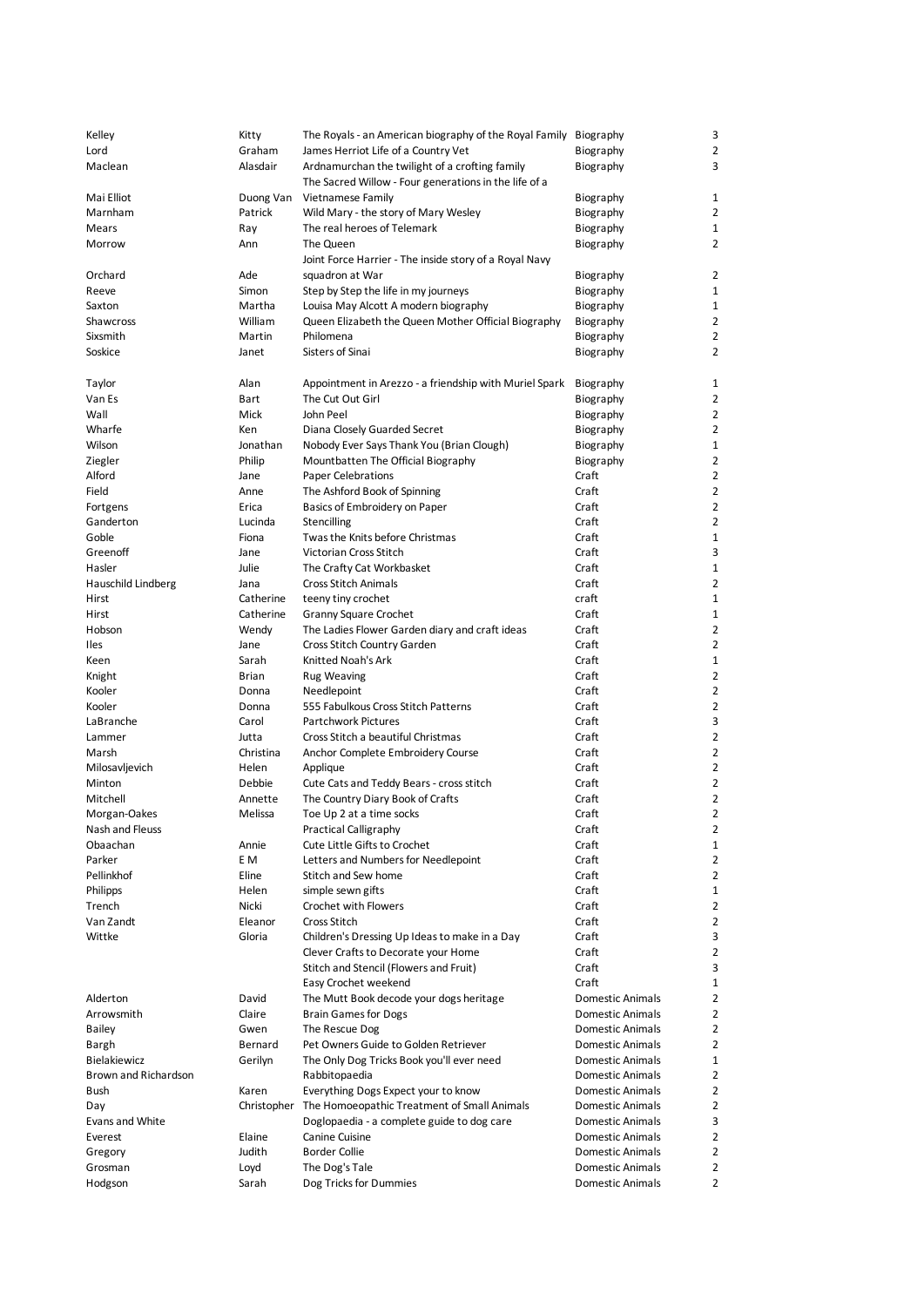| | | | | |
|---|---|---|---|---|
| Kelley | Kitty | The Royals - an American biography of the Royal Family | Biography | 3 |
| Lord | Graham | James Herriot Life of a Country Vet | Biography | 2 |
| Maclean | Alasdair | Ardnamurchan the twilight of a crofting family | Biography | 3 |
| Mai Elliot | Duong Van | The Sacred Willow - Four generations in the life of a Vietnamese Family | Biography | 1 |
| Marnham | Patrick | Wild Mary - the story of Mary Wesley | Biography | 2 |
| Mears | Ray | The real heroes of Telemark | Biography | 1 |
| Morrow | Ann | The Queen | Biography | 2 |
| Orchard | Ade | Joint Force Harrier - The inside story of a Royal Navy squadron at War | Biography | 2 |
| Reeve | Simon | Step by Step the life in my journeys | Biography | 1 |
| Saxton | Martha | Louisa May Alcott A modern biography | Biography | 1 |
| Shawcross | William | Queen Elizabeth the Queen Mother Official Biography | Biography | 2 |
| Sixsmith | Martin | Philomena | Biography | 2 |
| Soskice | Janet | Sisters of Sinai | Biography | 2 |
| Taylor | Alan | Appointment in Arezzo - a friendship with Muriel Spark | Biography | 1 |
| Van Es | Bart | The Cut Out Girl | Biography | 2 |
| Wall | Mick | John Peel | Biography | 2 |
| Wharfe | Ken | Diana Closely Guarded Secret | Biography | 2 |
| Wilson | Jonathan | Nobody Ever Says Thank You (Brian Clough) | Biography | 1 |
| Ziegler | Philip | Mountbatten The Official Biography | Biography | 2 |
| Alford | Jane | Paper Celebrations | Craft | 2 |
| Field | Anne | The Ashford Book of Spinning | Craft | 2 |
| Fortgens | Erica | Basics of Embroidery on Paper | Craft | 2 |
| Ganderton | Lucinda | Stencilling | Craft | 2 |
| Goble | Fiona | Twas the Knits before Christmas | Craft | 1 |
| Greenoff | Jane | Victorian Cross Stitch | Craft | 3 |
| Hasler | Julie | The Crafty Cat Workbasket | Craft | 1 |
| Hauschild Lindberg | Jana | Cross Stitch Animals | Craft | 2 |
| Hirst | Catherine | teeny tiny crochet | craft | 1 |
| Hirst | Catherine | Granny Square Crochet | Craft | 1 |
| Hobson | Wendy | The Ladies Flower Garden diary and craft ideas | Craft | 2 |
| Iles | Jane | Cross Stitch Country Garden | Craft | 2 |
| Keen | Sarah | Knitted Noah's Ark | Craft | 1 |
| Knight | Brian | Rug Weaving | Craft | 2 |
| Kooler | Donna | Needlepoint | Craft | 2 |
| Kooler | Donna | 555 Fabulkous Cross Stitch Patterns | Craft | 2 |
| LaBranche | Carol | Partchwork Pictures | Craft | 3 |
| Lammer | Jutta | Cross Stitch a beautiful Christmas | Craft | 2 |
| Marsh | Christina | Anchor Complete Embroidery Course | Craft | 2 |
| Milosavljevich | Helen | Applique | Craft | 2 |
| Minton | Debbie | Cute Cats and Teddy Bears - cross stitch | Craft | 2 |
| Mitchell | Annette | The Country Diary Book of Crafts | Craft | 2 |
| Morgan-Oakes | Melissa | Toe Up 2 at a time socks | Craft | 2 |
| Nash and Fleuss | | Practical Calligraphy | Craft | 2 |
| Obaachan | Annie | Cute Little Gifts to Crochet | Craft | 1 |
| Parker | E M | Letters and Numbers for Needlepoint | Craft | 2 |
| Pellinkhof | Eline | Stitch and Sew home | Craft | 2 |
| Philipps | Helen | simple sewn gifts | Craft | 1 |
| Trench | Nicki | Crochet with Flowers | Craft | 2 |
| Van Zandt | Eleanor | Cross Stitch | Craft | 2 |
| Wittke | Gloria | Children's Dressing Up Ideas to make in a Day | Craft | 3 |
| | | Clever Crafts to Decorate your Home | Craft | 2 |
| | | Stitch and Stencil (Flowers and Fruit) | Craft | 3 |
| | | Easy Crochet weekend | Craft | 1 |
| Alderton | David | The Mutt Book decode your dogs heritage | Domestic Animals | 2 |
| Arrowsmith | Claire | Brain Games for Dogs | Domestic Animals | 2 |
| Bailey | Gwen | The Rescue Dog | Domestic Animals | 2 |
| Bargh | Bernard | Pet Owners Guide to Golden Retriever | Domestic Animals | 2 |
| Bielakiewicz | Gerilyn | The Only Dog Tricks Book you'll ever need | Domestic Animals | 1 |
| Brown and Richardson | | Rabbitopaedia | Domestic Animals | 2 |
| Bush | Karen | Everything Dogs Expect your to know | Domestic Animals | 2 |
| Day | Christopher | The Homoeopathic Treatment of Small Animals | Domestic Animals | 2 |
| Evans and White | | Doglopaedia - a complete guide to dog care | Domestic Animals | 3 |
| Everest | Elaine | Canine Cuisine | Domestic Animals | 2 |
| Gregory | Judith | Border Collie | Domestic Animals | 2 |
| Grosman | Loyd | The Dog's Tale | Domestic Animals | 2 |
| Hodgson | Sarah | Dog Tricks for Dummies | Domestic Animals | 2 |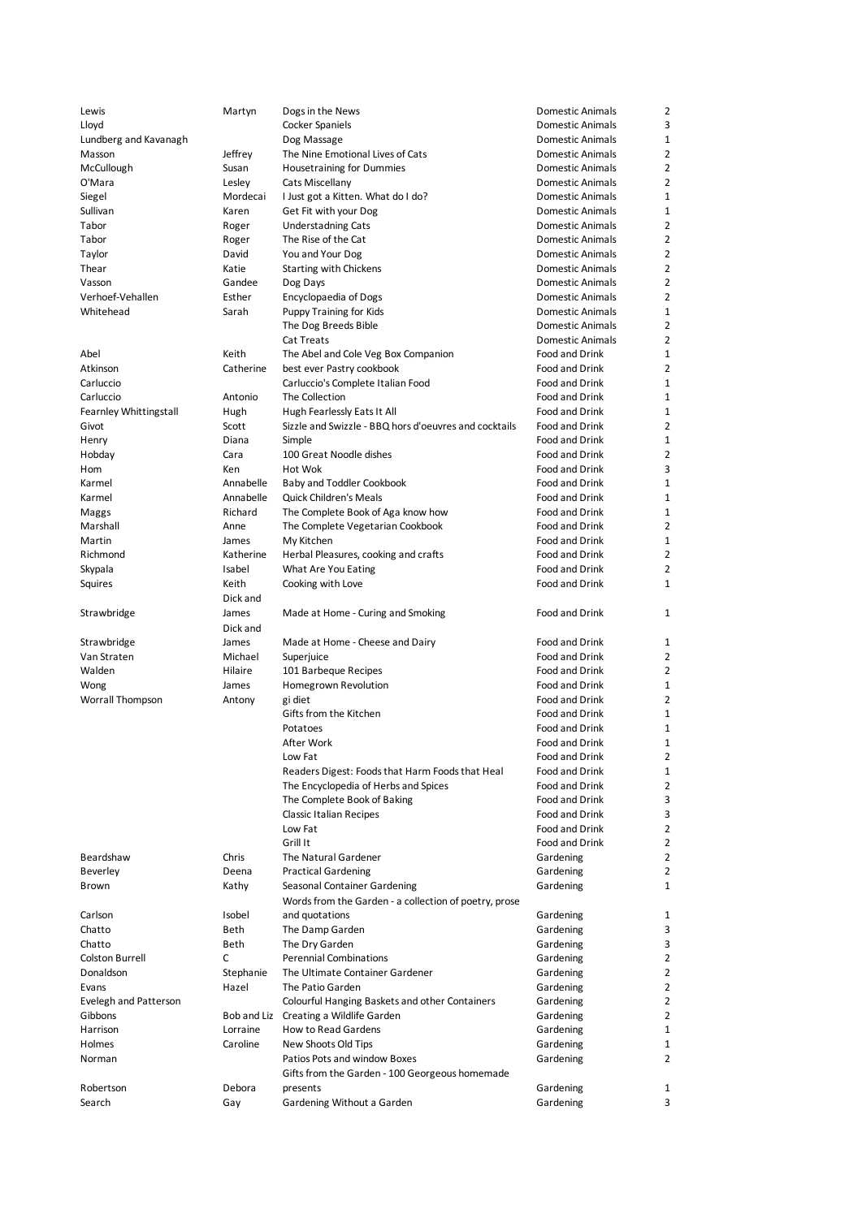| | | | | |
|---|---|---|---|---|
| Lewis | Martyn | Dogs in the News | Domestic Animals | 2 |
| Lloyd | | Cocker Spaniels | Domestic Animals | 3 |
| Lundberg and Kavanagh | | Dog Massage | Domestic Animals | 1 |
| Masson | Jeffrey | The Nine Emotional Lives of Cats | Domestic Animals | 2 |
| McCullough | Susan | Housetraining for Dummies | Domestic Animals | 2 |
| O'Mara | Lesley | Cats Miscellany | Domestic Animals | 2 |
| Siegel | Mordecai | I Just got a Kitten. What do I do? | Domestic Animals | 1 |
| Sullivan | Karen | Get Fit with your Dog | Domestic Animals | 1 |
| Tabor | Roger | Understadning Cats | Domestic Animals | 2 |
| Tabor | Roger | The Rise of the Cat | Domestic Animals | 2 |
| Taylor | David | You and Your Dog | Domestic Animals | 2 |
| Thear | Katie | Starting with Chickens | Domestic Animals | 2 |
| Vasson | Gandee | Dog Days | Domestic Animals | 2 |
| Verhoef-Vehallen | Esther | Encyclopaedia of Dogs | Domestic Animals | 2 |
| Whitehead | Sarah | Puppy Training for Kids | Domestic Animals | 1 |
| | | The Dog Breeds Bible | Domestic Animals | 2 |
| | | Cat Treats | Domestic Animals | 2 |
| Abel | Keith | The Abel and Cole Veg Box Companion | Food and Drink | 1 |
| Atkinson | Catherine | best ever Pastry cookbook | Food and Drink | 2 |
| Carluccio | | Carluccio's Complete Italian Food | Food and Drink | 1 |
| Carluccio | Antonio | The Collection | Food and Drink | 1 |
| Fearnley Whittingstall | Hugh | Hugh Fearlessly Eats It All | Food and Drink | 1 |
| Givot | Scott | Sizzle and Swizzle - BBQ hors d'oeuvres and cocktails | Food and Drink | 2 |
| Henry | Diana | Simple | Food and Drink | 1 |
| Hobday | Cara | 100 Great Noodle dishes | Food and Drink | 2 |
| Hom | Ken | Hot Wok | Food and Drink | 3 |
| Karmel | Annabelle | Baby and Toddler Cookbook | Food and Drink | 1 |
| Karmel | Annabelle | Quick Children's Meals | Food and Drink | 1 |
| Maggs | Richard | The Complete Book of Aga know how | Food and Drink | 1 |
| Marshall | Anne | The Complete Vegetarian Cookbook | Food and Drink | 2 |
| Martin | James | My Kitchen | Food and Drink | 1 |
| Richmond | Katherine | Herbal Pleasures, cooking and crafts | Food and Drink | 2 |
| Skypala | Isabel | What Are You Eating | Food and Drink | 2 |
| Squires | Keith | Cooking with Love | Food and Drink | 1 |
| Strawbridge | Dick and James | Made at Home - Curing and Smoking | Food and Drink | 1 |
| Strawbridge | Dick and James | Made at Home - Cheese and Dairy | Food and Drink | 1 |
| Van Straten | Michael | Superjuice | Food and Drink | 2 |
| Walden | Hilaire | 101 Barbeque Recipes | Food and Drink | 2 |
| Wong | James | Homegrown Revolution | Food and Drink | 1 |
| Worrall Thompson | Antony | gi diet | Food and Drink | 2 |
| | | Gifts from the Kitchen | Food and Drink | 1 |
| | | Potatoes | Food and Drink | 1 |
| | | After Work | Food and Drink | 1 |
| | | Low Fat | Food and Drink | 2 |
| | | Readers Digest: Foods that Harm Foods that Heal | Food and Drink | 1 |
| | | The Encyclopedia of Herbs and Spices | Food and Drink | 2 |
| | | The Complete Book of Baking | Food and Drink | 3 |
| | | Classic Italian Recipes | Food and Drink | 3 |
| | | Low Fat | Food and Drink | 2 |
| | | Grill It | Food and Drink | 2 |
| Beardshaw | Chris | The Natural Gardener | Gardening | 2 |
| Beverley | Deena | Practical Gardening | Gardening | 2 |
| Brown | Kathy | Seasonal Container Gardening | Gardening | 1 |
| Carlson | Isobel | Words from the Garden - a collection of poetry, prose and quotations | Gardening | 1 |
| Chatto | Beth | The Damp Garden | Gardening | 3 |
| Chatto | Beth | The Dry Garden | Gardening | 3 |
| Colston Burrell | C | Perennial Combinations | Gardening | 2 |
| Donaldson | Stephanie | The Ultimate Container Gardener | Gardening | 2 |
| Evans | Hazel | The Patio Garden | Gardening | 2 |
| Evelegh and Patterson | | Colourful Hanging Baskets and other Containers | Gardening | 2 |
| Gibbons | Bob and Liz | Creating a Wildlife Garden | Gardening | 2 |
| Harrison | Lorraine | How to Read Gardens | Gardening | 1 |
| Holmes | Caroline | New Shoots Old Tips | Gardening | 1 |
| Norman | | Patios Pots and window Boxes | Gardening | 2 |
| Robertson | Debora | Gifts from the Garden - 100 Georgeous homemade presents | Gardening | 1 |
| Search | Gay | Gardening Without a Garden | Gardening | 3 |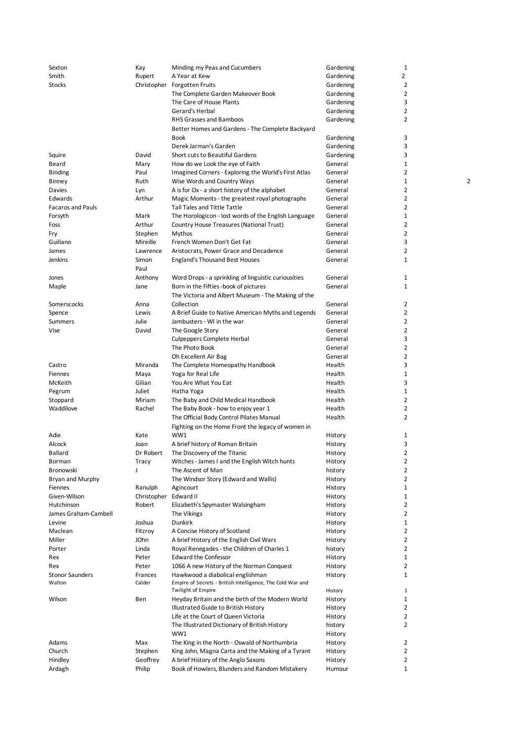| | | | | | |
|---|---|---|---|---|---|
| Sexton | Kay | Minding my Peas and Cucumbers | Gardening | 1 | |
| Smith | Rupert | A Year at Kew | Gardening | 2 | |
| Stocks | Christopher | Forgotten Fruits | Gardening | 2 | |
| | | The Complete Garden Makeover Book | Gardening | 2 | |
| | | The Care of House Plants | Gardening | 3 | |
| | | Gerard's Herbal | Gardening | 2 | |
| | | RHS Grasses and Bamboos | Gardening | 2 | |
| | | Better Homes and Gardens - The Complete Backyard Book | Gardening | 3 | |
| | | Derek Jarman's Garden | Gardening | 3 | |
| Squire | David | Short cuts to Beautiful Gardens | Gardening | 3 | |
| Beard | Mary | How do we Look the eye of Faith | General | 1 | |
| Binding | Paul | Imagined Corners - Exploring the World's First Atlas | General | 2 | |
| Binney | Ruth | Wise Words and Country Ways | General | 1 | 2 |
| Davies | Lyn | A is for Ox - a short history of the alphabet | General | 2 | |
| Edwards | Arthur | Magic Moments - the greatest royal photographs | General | 2 | |
| Facaros and Pauls | | Tall Tales and Tittle Tattle | General | 2 | |
| Forsyth | Mark | The Horologicon - lost words of the English Language | General | 1 | |
| Foss | Arthur | Country House Treasures (National Trust) | General | 2 | |
| Fry | Stephen | Mythos | General | 2 | |
| Guiliano | Mireille | French Women Don't Get Fat | General | 3 | |
| James | Lawrence | Aristocrats, Power Grace and Decadence | General | 2 | |
| Jenkins | Simon | England's Thousand Best Houses | General | 1 | |
| | Paul | | | | |
| Jones | Anthony | Word Drops - a sprinkling of linguistic curiousities | General | 1 | |
| Maple | Jane | Born in the Fifties -book of pictures | General | 1 | |
| Somerscocks | Anna | The Victoria and Albert Museum - The Making of the Collection | General | 2 | |
| Spence | Lewis | A Brief Guide to Native American Myths and Legends | General | 2 | |
| Summers | Julie | Jambusters - WI in the war | General | 2 | |
| Vise | David | The Google Story | General | 2 | |
| | | Culpeppers Complete Herbal | General | 3 | |
| | | The Photo Book | General | 2 | |
| | | Oh Excellent Air Bag | General | 2 | |
| Castro | Miranda | The Complete Homeopathy Handbook | Health | 3 | |
| Fiennes | Maya | Yoga for Real Life | Health | 1 | |
| McKeith | Gilian | You Are What You Eat | Health | 3 | |
| Pegrum | Juliet | Hatha Yoga | Health | 1 | |
| Stoppard | Miriam | The Baby and Child Medical Handbook | Health | 2 | |
| Waddilove | Rachel | The Baby Book - how to enjoy year 1 | Health | 2 | |
| | | The Official Body Control Pilates Manual | Health | 2 | |
| Adie | Kate | Fighting on the Home Front the legacy of women in WW1 | History | 1 | |
| Alcock | Joan | A brief history of Roman Britain | History | 3 | |
| Ballard | Dr Robert | The Discovery of the Titanic | History | 2 | |
| Borman | Tracy | Witches - James I and the English Witch hunts | History | 2 | |
| Bronowski | J | The Ascent of Man | history | 2 | |
| Bryan and Murphy | | The Windsor Story (Edward and Wallis) | History | 2 | |
| Fiennes | Ranulph | Agincourt | History | 1 | |
| Given-Wilson | Christopher | Edward II | History | 1 | |
| Hutchinson | Robert | Elizabeth's Spymaster Walsingham | History | 2 | |
| James Graham-Cambell | | The Vikings | History | 2 | |
| Levine | Joshua | Dunkirk | History | 1 | |
| Maclean | Fitzroy | A Concise History of Scotland | History | 2 | |
| Miller | JOhn | A brief History of the English Civil Wars | History | 2 | |
| Porter | Linda | Royal Renegades - the Children of Charles 1 | history | 2 | |
| Rex | Peter | Edward the Confessor | History | 1 | |
| Rex | Peter | 1066 A new History of the Norman Conquest | History | 2 | |
| Stonor Saunders | Frances | Hawkwood a diabolical englishman | History | 1 | |
| Walton | Calder | Empire of Secrets - British Intelligence, The Cold War and Twilight of Empire | History | 1 | |
| Wilson | Ben | Heyday Britain and the birth of the Modern World | History | 1 | |
| | | Illustrated Guide to British History | History | 2 | |
| | | Life at the Court of Queen Victoria | History | 2 | |
| | | The Illustrated Dictionary of British History | history | 2 | |
| | | WW1 | History | | |
| Adams | Max | The King in the North - Oswald of Northumbria | History | 2 | |
| Church | Stephen | King John, Magna Carta and the Making of a Tyrant | History | 2 | |
| Hindley | Geoffrey | A brief History of the Anglo Saxons | History | 2 | |
| Ardagh | Philip | Book of Howlers, Blunders and Random Mistakery | Humour | 1 | |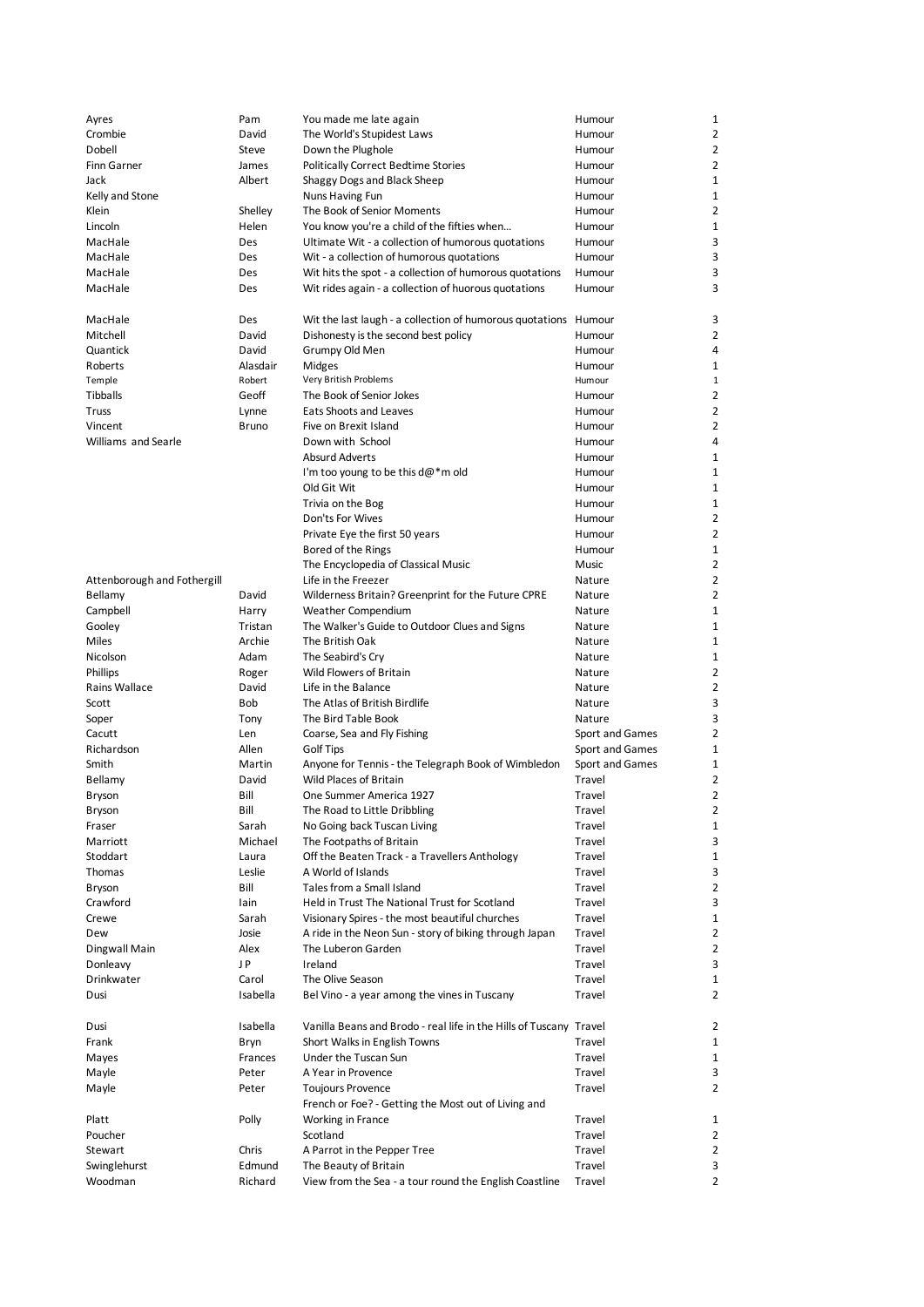| | | | | |
|---|---|---|---|---|
| Ayres | Pam | You made me late again | Humour | 1 |
| Crombie | David | The World's Stupidest Laws | Humour | 2 |
| Dobell | Steve | Down the Plughole | Humour | 2 |
| Finn Garner | James | Politically Correct Bedtime Stories | Humour | 2 |
| Jack | Albert | Shaggy Dogs and Black Sheep | Humour | 1 |
| Kelly and Stone | | Nuns Having Fun | Humour | 1 |
| Klein | Shelley | The Book of Senior Moments | Humour | 2 |
| Lincoln | Helen | You know you're a child of the fifties when… | Humour | 1 |
| MacHale | Des | Ultimate Wit - a collection of humorous quotations | Humour | 3 |
| MacHale | Des | Wit - a collection of humorous quotations | Humour | 3 |
| MacHale | Des | Wit hits the spot - a collection of humorous quotations | Humour | 3 |
| MacHale | Des | Wit rides again - a collection of huorous quotations | Humour | 3 |
| MacHale | Des | Wit the last laugh - a collection of humorous quotations | Humour | 3 |
| Mitchell | David | Dishonesty is the second best policy | Humour | 2 |
| Quantick | David | Grumpy Old Men | Humour | 4 |
| Roberts | Alasdair | Midges | Humour | 1 |
| Temple | Robert | Very British Problems | Humour | 1 |
| Tibballs | Geoff | The Book of Senior Jokes | Humour | 2 |
| Truss | Lynne | Eats Shoots and Leaves | Humour | 2 |
| Vincent | Bruno | Five on Brexit Island | Humour | 2 |
| Williams and Searle | | Down with School | Humour | 4 |
| | | Absurd Adverts | Humour | 1 |
| | | I'm too young to be this d@*m old | Humour | 1 |
| | | Old Git Wit | Humour | 1 |
| | | Trivia on the Bog | Humour | 1 |
| | | Don'ts For Wives | Humour | 2 |
| | | Private Eye the first 50 years | Humour | 2 |
| | | Bored of the Rings | Humour | 1 |
| | | The Encyclopedia of Classical Music | Music | 2 |
| Attenborough and Fothergill | | Life in the Freezer | Nature | 2 |
| Bellamy | David | Wilderness Britain? Greenprint for the Future CPRE | Nature | 2 |
| Campbell | Harry | Weather Compendium | Nature | 1 |
| Gooley | Tristan | The Walker's Guide to Outdoor Clues and Signs | Nature | 1 |
| Miles | Archie | The British Oak | Nature | 1 |
| Nicolson | Adam | The Seabird's Cry | Nature | 1 |
| Phillips | Roger | Wild Flowers of Britain | Nature | 2 |
| Rains Wallace | David | Life in the Balance | Nature | 2 |
| Scott | Bob | The Atlas of British Birdlife | Nature | 3 |
| Soper | Tony | The Bird Table Book | Nature | 3 |
| Cacutt | Len | Coarse, Sea and Fly Fishing | Sport and Games | 2 |
| Richardson | Allen | Golf Tips | Sport and Games | 1 |
| Smith | Martin | Anyone for Tennis - the Telegraph Book of Wimbledon | Sport and Games | 1 |
| Bellamy | David | Wild Places of Britain | Travel | 2 |
| Bryson | Bill | One Summer America 1927 | Travel | 2 |
| Bryson | Bill | The Road to Little Dribbling | Travel | 2 |
| Fraser | Sarah | No Going back Tuscan Living | Travel | 1 |
| Marriott | Michael | The Footpaths of Britain | Travel | 3 |
| Stoddart | Laura | Off the Beaten Track - a Travellers Anthology | Travel | 1 |
| Thomas | Leslie | A World of Islands | Travel | 3 |
| Bryson | Bill | Tales from a Small Island | Travel | 2 |
| Crawford | Iain | Held in Trust The National Trust for Scotland | Travel | 3 |
| Crewe | Sarah | Visionary Spires - the most beautiful churches | Travel | 1 |
| Dew | Josie | A ride in the Neon Sun - story of biking through Japan | Travel | 2 |
| Dingwall Main | Alex | The Luberon Garden | Travel | 2 |
| Donleavy | J P | Ireland | Travel | 3 |
| Drinkwater | Carol | The Olive Season | Travel | 1 |
| Dusi | Isabella | Bel Vino - a year among the vines in Tuscany | Travel | 2 |
| Dusi | Isabella | Vanilla Beans and Brodo - real life in the Hills of Tuscany | Travel | 2 |
| Frank | Bryn | Short Walks in English Towns | Travel | 1 |
| Mayes | Frances | Under the Tuscan Sun | Travel | 1 |
| Mayle | Peter | A Year in Provence | Travel | 3 |
| Mayle | Peter | Toujours Provence | Travel | 2 |
| Platt | Polly | French or Foe? - Getting the Most out of Living and Working in France | Travel | 1 |
| Poucher | | Scotland | Travel | 2 |
| Stewart | Chris | A Parrot in the Pepper Tree | Travel | 2 |
| Swinglehurst | Edmund | The Beauty of Britain | Travel | 3 |
| Woodman | Richard | View from the Sea - a tour round the English Coastline | Travel | 2 |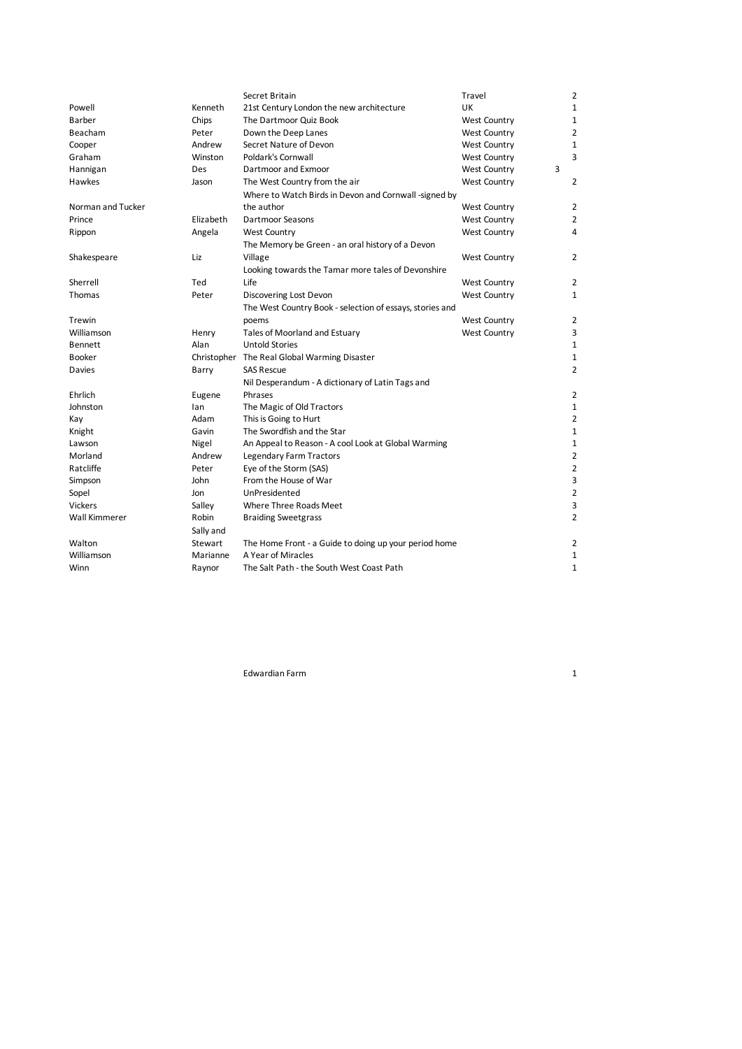| | | | | | |
|---|---|---|---|---|---|
| | | Secret Britain | Travel | | 2 |
| Powell | Kenneth | 21st Century London the new architecture | UK | | 1 |
| Barber | Chips | The Dartmoor Quiz Book | West Country | | 1 |
| Beacham | Peter | Down the Deep Lanes | West Country | | 2 |
| Cooper | Andrew | Secret Nature of Devon | West Country | | 1 |
| Graham | Winston | Poldark's Cornwall | West Country | | 3 |
| Hannigan | Des | Dartmoor and Exmoor | West Country | 3 | |
| Hawkes | Jason | The West Country from the air | West Country | | 2 |
| Norman and Tucker | | Where to Watch Birds in Devon and Cornwall -signed by the author | West Country | | 2 |
| Prince | Elizabeth | Dartmoor Seasons | West Country | | 2 |
| Rippon | Angela | West Country | West Country | | 4 |
| Shakespeare | Liz | The Memory be Green - an oral history of a Devon Village | West Country | | 2 |
| Sherrell | Ted | Looking towards the Tamar more tales of Devonshire Life | West Country | | 2 |
| Thomas | Peter | Discovering Lost Devon | West Country | | 1 |
| Trewin | | The West Country Book - selection of essays, stories and poems | West Country | | 2 |
| Williamson | Henry | Tales of Moorland and Estuary | West Country | | 3 |
| Bennett | Alan | Untold Stories | | | 1 |
| Booker | Christopher | The Real Global Warming Disaster | | | 1 |
| Davies | Barry | SAS Rescue | | | 2 |
| Ehrlich | Eugene | Nil Desperandum - A dictionary of Latin Tags and Phrases | | | 2 |
| Johnston | Ian | The Magic of Old Tractors | | | 1 |
| Kay | Adam | This is Going to Hurt | | | 2 |
| Knight | Gavin | The Swordfish and the Star | | | 1 |
| Lawson | Nigel | An Appeal to Reason - A cool Look at Global Warming | | | 1 |
| Morland | Andrew | Legendary Farm Tractors | | | 2 |
| Ratcliffe | Peter | Eye of the Storm (SAS) | | | 2 |
| Simpson | John | From the House of War | | | 3 |
| Sopel | Jon | UnPresidented | | | 2 |
| Vickers | Salley | Where Three Roads Meet | | | 3 |
| Wall Kimmerer | Robin | Braiding Sweetgrass | | | 2 |
| Walton | Sally and Stewart | The Home Front - a Guide to doing up your period home | | | 2 |
| Williamson | Marianne | A Year of Miracles | | | 1 |
| Winn | Raynor | The Salt Path - the South West Coast Path | | | 1 |
| | | Edwardian Farm | | | 1 |